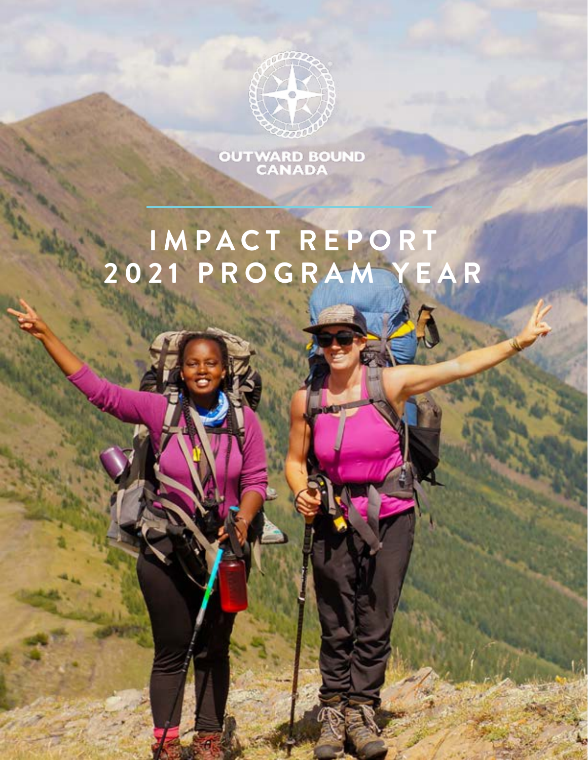OUTWARD BOUND CANADA

# IMPACT REPORT 2021 PROGRAM YEAR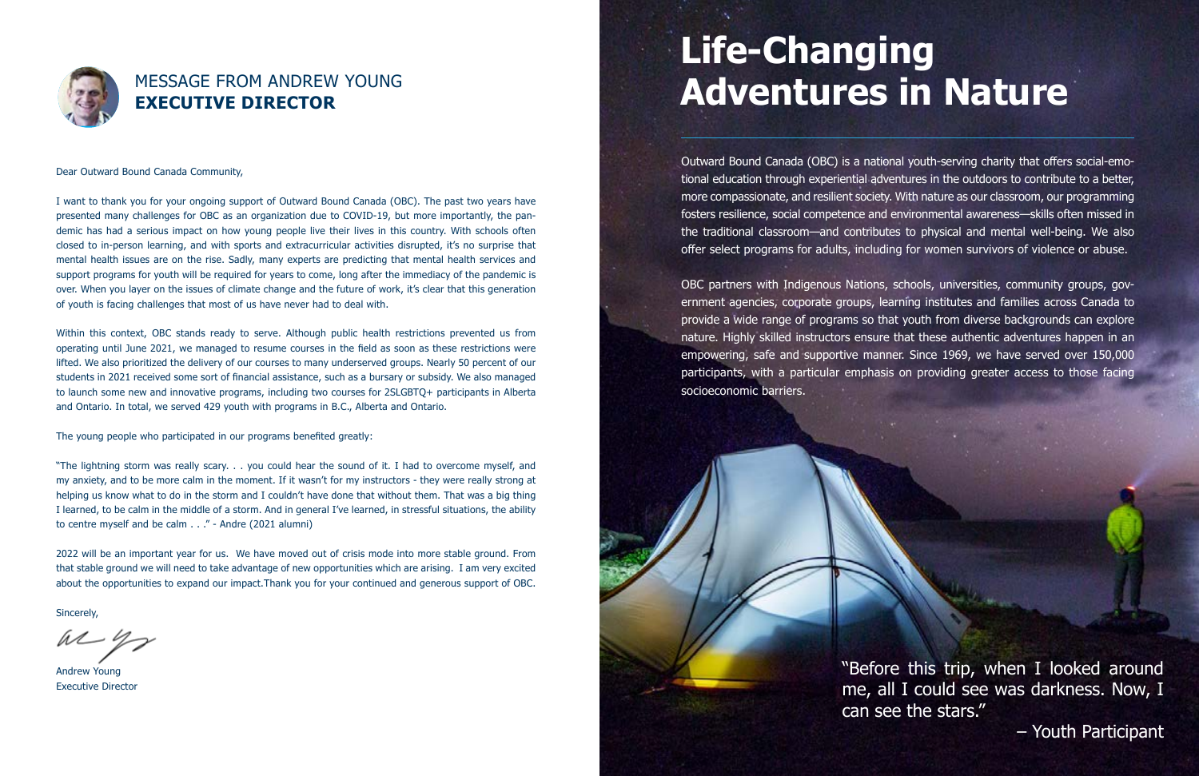## MESSAGE FROM ANDREW YOUNG
## **EXECUTIVE DIRECTOR**

Dear Outward Bound Canada Community,

I want to thank you for your ongoing support of Outward Bound Canada (OBC). The past two years have presented many challenges for OBC as an organization due to COVID-19, but more importantly, the pandemic has had a serious impact on how young people live their lives in this country. With schools often closed to in-person learning, and with sports and extracurricular activities disrupted, it's no surprise that mental health issues are on the rise. Sadly, many experts are predicting that mental health services and support programs for youth will be required for years to come, long after the immediacy of the pandemic is over. When you layer on the issues of climate change and the future of work, it's clear that this generation of youth is facing challenges that most of us have never had to deal with.

Within this context, OBC stands ready to serve. Although public health restrictions prevented us from operating until June 2021, we managed to resume courses in the field as soon as these restrictions were lifted. We also prioritized the delivery of our courses to many underserved groups. Nearly 50 percent of our students in 2021 received some sort of financial assistance, such as a bursary or subsidy. We also managed to launch some new and innovative programs, including two courses for 2SLGBTQ+ participants in Alberta and Ontario. In total, we served 429 youth with programs in B.C., Alberta and Ontario.

The young people who participated in our programs benefited greatly:

"The lightning storm was really scary. . . you could hear the sound of it. I had to overcome myself, and my anxiety, and to be more calm in the moment. If it wasn't for my instructors - they were really strong at helping us know what to do in the storm and I couldn't have done that without them. That was a big thing I learned, to be calm in the middle of a storm. And in general I've learned, in stressful situations, the ability to centre myself and be calm . . ." - Andre (2021 alumni)

2022 will be an important year for us. We have moved out of crisis mode into more stable ground. From that stable ground we will need to take advantage of new opportunities which are arising. I am very excited about the opportunities to expand our impact.Thank you for your continued and generous support of OBC.

Sincerely,

Andrew Young
Executive Director

# Life-Changing Adventures in Nature

Outward Bound Canada (OBC) is a national youth-serving charity that offers social-emotional education through experiential adventures in the outdoors to contribute to a better, more compassionate, and resilient society. With nature as our classroom, our programming fosters resilience, social competence and environmental awareness—skills often missed in the traditional classroom—and contributes to physical and mental well-being. We also offer select programs for adults, including for women survivors of violence or abuse.

OBC partners with Indigenous Nations, schools, universities, community groups, government agencies, corporate groups, learning institutes and families across Canada to provide a wide range of programs so that youth from diverse backgrounds can explore nature. Highly skilled instructors ensure that these authentic adventures happen in an empowering, safe and supportive manner. Since 1969, we have served over 150,000 participants, with a particular emphasis on providing greater access to those facing socioeconomic barriers.

"Before this trip, when I looked around me, all I could see was darkness. Now, I can see the stars."

– Youth Participant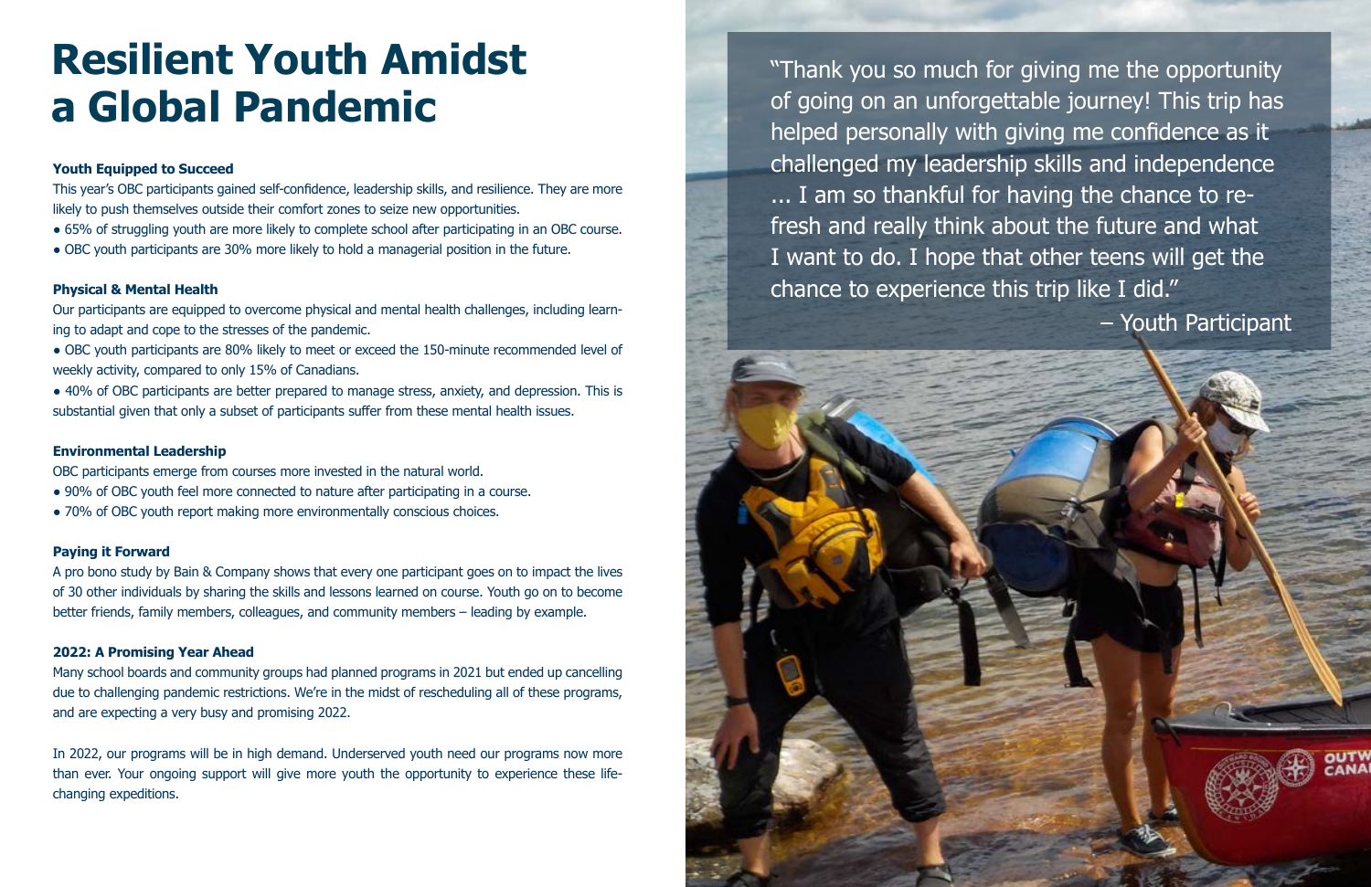# Resilient Youth Amidst a Global Pandemic

**Youth Equipped to Succeed**

This year's OBC participants gained self-confidence, leadership skills, and resilience. They are more likely to push themselves outside their comfort zones to seize new opportunities.

- 65% of struggling youth are more likely to complete school after participating in an OBC course.
- OBC youth participants are 30% more likely to hold a managerial position in the future.

**Physical & Mental Health**

Our participants are equipped to overcome physical and mental health challenges, including learning to adapt and cope to the stresses of the pandemic.

- OBC youth participants are 80% likely to meet or exceed the 150-minute recommended level of weekly activity, compared to only 15% of Canadians.
- 40% of OBC participants are better prepared to manage stress, anxiety, and depression. This is substantial given that only a subset of participants suffer from these mental health issues.

**Environmental Leadership**

OBC participants emerge from courses more invested in the natural world.

- 90% of OBC youth feel more connected to nature after participating in a course.
- 70% of OBC youth report making more environmentally conscious choices.

**Paying it Forward**

A pro bono study by Bain & Company shows that every one participant goes on to impact the lives of 30 other individuals by sharing the skills and lessons learned on course. Youth go on to become better friends, family members, colleagues, and community members – leading by example.

**2022: A Promising Year Ahead**

Many school boards and community groups had planned programs in 2021 but ended up cancelling due to challenging pandemic restrictions. We're in the midst of rescheduling all of these programs, and are expecting a very busy and promising 2022.

In 2022, our programs will be in high demand. Underserved youth need our programs now more than ever. Your ongoing support will give more youth the opportunity to experience these life-changing expeditions.

"Thank you so much for giving me the opportunity of going on an unforgettable journey! This trip has helped personally with giving me confidence as it challenged my leadership skills and independence ... I am so thankful for having the chance to re-fresh and really think about the future and what I want to do. I hope that other teens will get the chance to experience this trip like I did."

– Youth Participant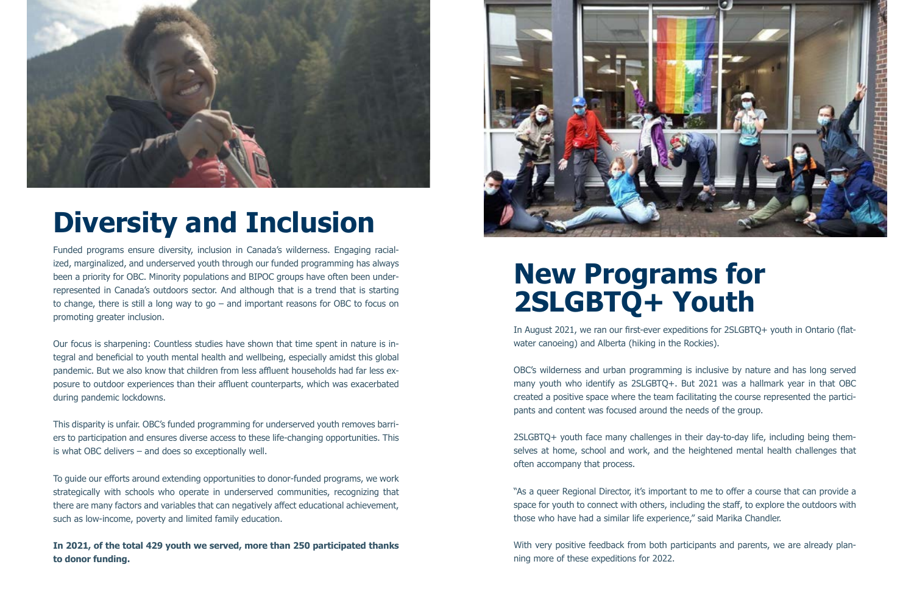# Diversity and Inclusion

Funded programs ensure diversity, inclusion in Canada's wilderness. Engaging racialized, marginalized, and underserved youth through our funded programming has always been a priority for OBC. Minority populations and BIPOC groups have often been underrepresented in Canada's outdoors sector. And although that is a trend that is starting to change, there is still a long way to go – and important reasons for OBC to focus on promoting greater inclusion.

Our focus is sharpening: Countless studies have shown that time spent in nature is integral and beneficial to youth mental health and wellbeing, especially amidst this global pandemic. But we also know that children from less affluent households had far less exposure to outdoor experiences than their affluent counterparts, which was exacerbated during pandemic lockdowns.

This disparity is unfair. OBC's funded programming for underserved youth removes barriers to participation and ensures diverse access to these life-changing opportunities. This is what OBC delivers – and does so exceptionally well.

To guide our efforts around extending opportunities to donor-funded programs, we work strategically with schools who operate in underserved communities, recognizing that there are many factors and variables that can negatively affect educational achievement, such as low-income, poverty and limited family education.

**In 2021, of the total 429 youth we served, more than 250 participated thanks to donor funding.**

# New Programs for 2SLGBTQ+ Youth

In August 2021, we ran our first-ever expeditions for 2SLGBTQ+ youth in Ontario (flatwater canoeing) and Alberta (hiking in the Rockies).

OBC's wilderness and urban programming is inclusive by nature and has long served many youth who identify as 2SLGBTQ+. But 2021 was a hallmark year in that OBC created a positive space where the team facilitating the course represented the participants and content was focused around the needs of the group.

2SLGBTQ+ youth face many challenges in their day-to-day life, including being themselves at home, school and work, and the heightened mental health challenges that often accompany that process.

"As a queer Regional Director, it's important to me to offer a course that can provide a space for youth to connect with others, including the staff, to explore the outdoors with those who have had a similar life experience," said Marika Chandler.

With very positive feedback from both participants and parents, we are already planning more of these expeditions for 2022.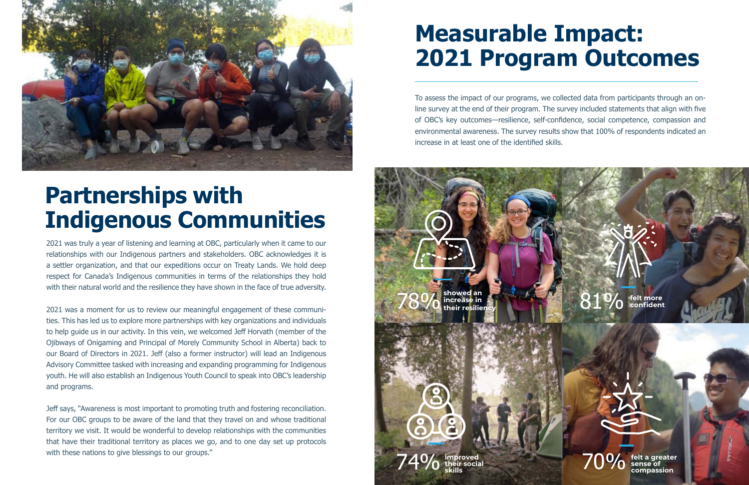# Measurable Impact: 2021 Program Outcomes

To assess the impact of our programs, we collected data from participants through an on-line survey at the end of their program. The survey included statements that align with five of OBC's key outcomes—resilience, self-confidence, social competence, compassion and environmental awareness. The survey results show that 100% of respondents indicated an increase in at least one of the identified skills.

**78%** showed an increase in their resiliency

**81%** felt more confident

**74%** improved their social skills

**70%** felt a greater sense of compassion

# Partnerships with Indigenous Communities

2021 was truly a year of listening and learning at OBC, particularly when it came to our relationships with our Indigenous partners and stakeholders. OBC acknowledges it is a settler organization, and that our expeditions occur on Treaty Lands. We hold deep respect for Canada's Indigenous communities in terms of the relationships they hold with their natural world and the resilience they have shown in the face of true adversity.

2021 was a moment for us to review our meaningful engagement of these communities. This has led us to explore more partnerships with key organizations and individuals to help guide us in our activity. In this vein, we welcomed Jeff Horvath (member of the Ojibways of Onigaming and Principal of Morely Community School in Alberta) back to our Board of Directors in 2021. Jeff (also a former instructor) will lead an Indigenous Advisory Committee tasked with increasing and expanding programming for Indigenous youth. He will also establish an Indigenous Youth Council to speak into OBC's leadership and programs.

Jeff says, "Awareness is most important to promoting truth and fostering reconciliation. For our OBC groups to be aware of the land that they travel on and whose traditional territory we visit. It would be wonderful to develop relationships with the communities that have their traditional territory as places we go, and to one day set up protocols with these nations to give blessings to our groups."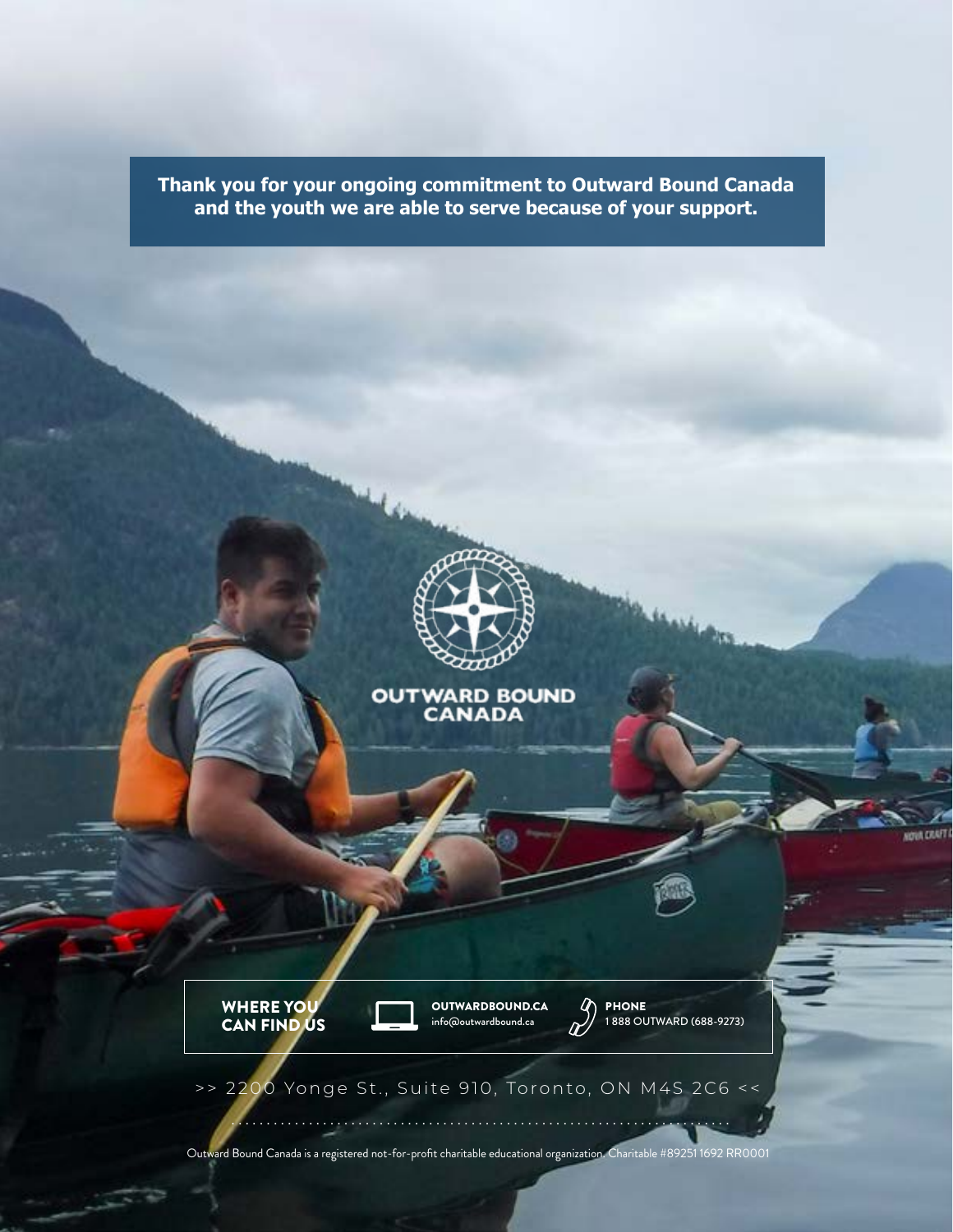**Thank you for your ongoing commitment to Outward Bound Canada and the youth we are able to serve because of your support.**

OUTWARD BOUND CANADA

**WHERE YOU CAN FIND US**

**OUTWARDBOUND.CA**
info@outwardbound.ca

**PHONE**
1 888 OUTWARD (688-9273)

>> 2200 Yonge St., Suite 910, Toronto, ON M4S 2C6 <<

Outward Bound Canada is a registered not-for-profit charitable educational organization. Charitable #89251 1692 RR0001